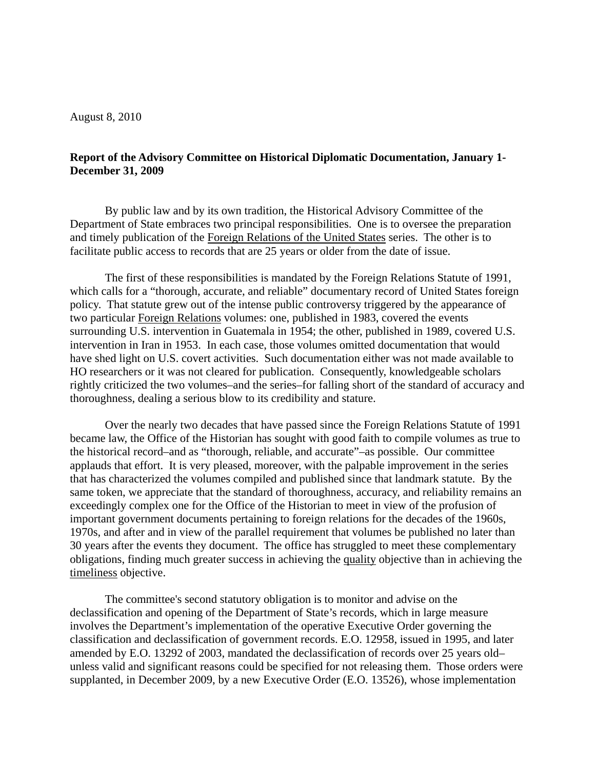August 8, 2010

**Report of the Advisory Committee on Historical Diplomatic Documentation, January 1-December 31, 2009**

By public law and by its own tradition, the Historical Advisory Committee of the Department of State embraces two principal responsibilities. One is to oversee the preparation and timely publication of the Foreign Relations of the United States series. The other is to facilitate public access to records that are 25 years or older from the date of issue.

The first of these responsibilities is mandated by the Foreign Relations Statute of 1991, which calls for a "thorough, accurate, and reliable" documentary record of United States foreign policy. That statute grew out of the intense public controversy triggered by the appearance of two particular Foreign Relations volumes: one, published in 1983, covered the events surrounding U.S. intervention in Guatemala in 1954; the other, published in 1989, covered U.S. intervention in Iran in 1953. In each case, those volumes omitted documentation that would have shed light on U.S. covert activities. Such documentation either was not made available to HO researchers or it was not cleared for publication. Consequently, knowledgeable scholars rightly criticized the two volumes–and the series–for falling short of the standard of accuracy and thoroughness, dealing a serious blow to its credibility and stature.

Over the nearly two decades that have passed since the Foreign Relations Statute of 1991 became law, the Office of the Historian has sought with good faith to compile volumes as true to the historical record–and as "thorough, reliable, and accurate"–as possible. Our committee applauds that effort. It is very pleased, moreover, with the palpable improvement in the series that has characterized the volumes compiled and published since that landmark statute. By the same token, we appreciate that the standard of thoroughness, accuracy, and reliability remains an exceedingly complex one for the Office of the Historian to meet in view of the profusion of important government documents pertaining to foreign relations for the decades of the 1960s, 1970s, and after and in view of the parallel requirement that volumes be published no later than 30 years after the events they document. The office has struggled to meet these complementary obligations, finding much greater success in achieving the quality objective than in achieving the timeliness objective.

The committee's second statutory obligation is to monitor and advise on the declassification and opening of the Department of State's records, which in large measure involves the Department's implementation of the operative Executive Order governing the classification and declassification of government records. E.O. 12958, issued in 1995, and later amended by E.O. 13292 of 2003, mandated the declassification of records over 25 years old–unless valid and significant reasons could be specified for not releasing them. Those orders were supplanted, in December 2009, by a new Executive Order (E.O. 13526), whose implementation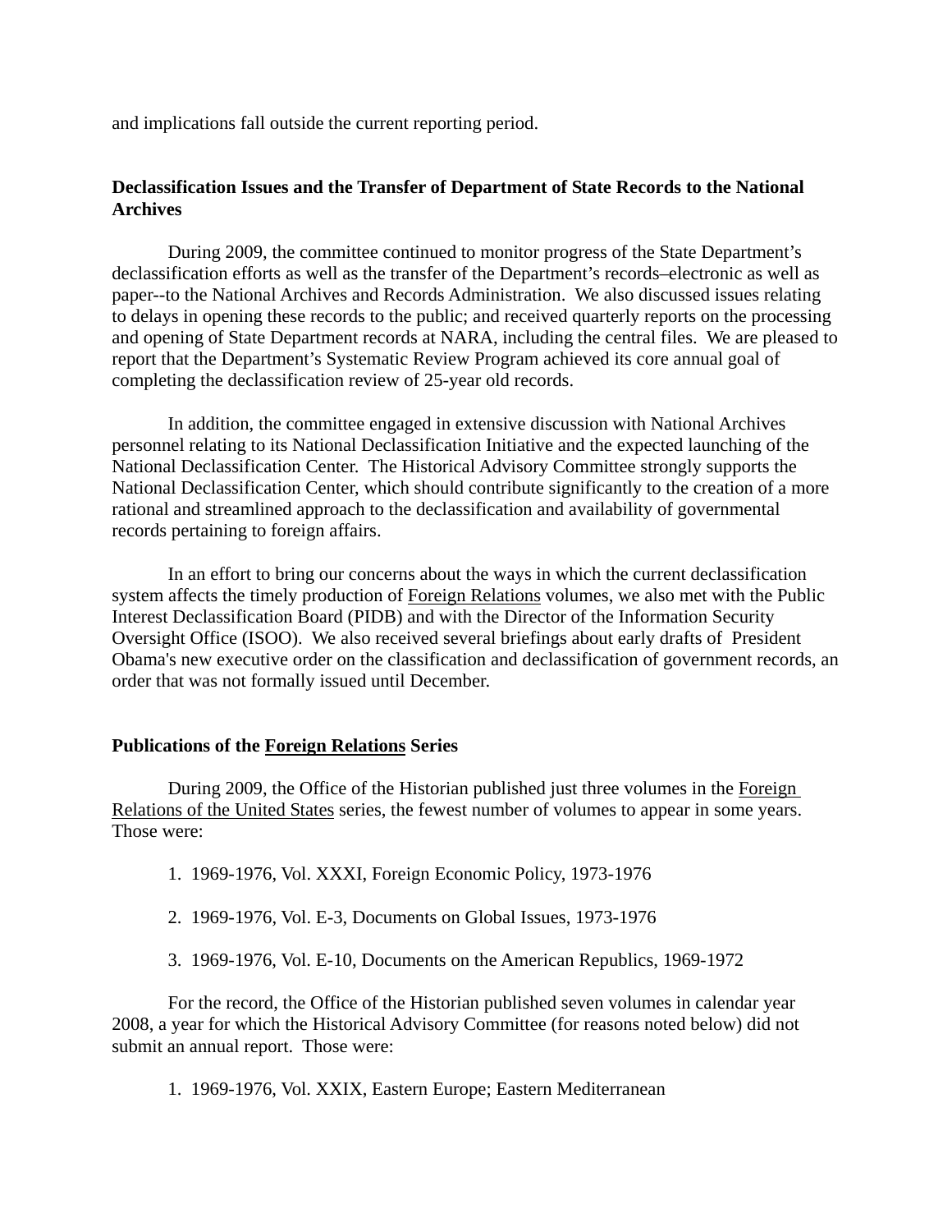and implications fall outside the current reporting period.

## Declassification Issues and the Transfer of Department of State Records to the National Archives

During 2009, the committee continued to monitor progress of the State Department's declassification efforts as well as the transfer of the Department's records–electronic as well as paper--to the National Archives and Records Administration. We also discussed issues relating to delays in opening these records to the public; and received quarterly reports on the processing and opening of State Department records at NARA, including the central files. We are pleased to report that the Department's Systematic Review Program achieved its core annual goal of completing the declassification review of 25-year old records.

In addition, the committee engaged in extensive discussion with National Archives personnel relating to its National Declassification Initiative and the expected launching of the National Declassification Center. The Historical Advisory Committee strongly supports the National Declassification Center, which should contribute significantly to the creation of a more rational and streamlined approach to the declassification and availability of governmental records pertaining to foreign affairs.

In an effort to bring our concerns about the ways in which the current declassification system affects the timely production of Foreign Relations volumes, we also met with the Public Interest Declassification Board (PIDB) and with the Director of the Information Security Oversight Office (ISOO). We also received several briefings about early drafts of President Obama's new executive order on the classification and declassification of government records, an order that was not formally issued until December.

## Publications of the Foreign Relations Series

During 2009, the Office of the Historian published just three volumes in the Foreign Relations of the United States series, the fewest number of volumes to appear in some years. Those were:

1. 1969-1976, Vol. XXXI, Foreign Economic Policy, 1973-1976
2. 1969-1976, Vol. E-3, Documents on Global Issues, 1973-1976
3. 1969-1976, Vol. E-10, Documents on the American Republics, 1969-1972

For the record, the Office of the Historian published seven volumes in calendar year 2008, a year for which the Historical Advisory Committee (for reasons noted below) did not submit an annual report. Those were:

1. 1969-1976, Vol. XXIX, Eastern Europe; Eastern Mediterranean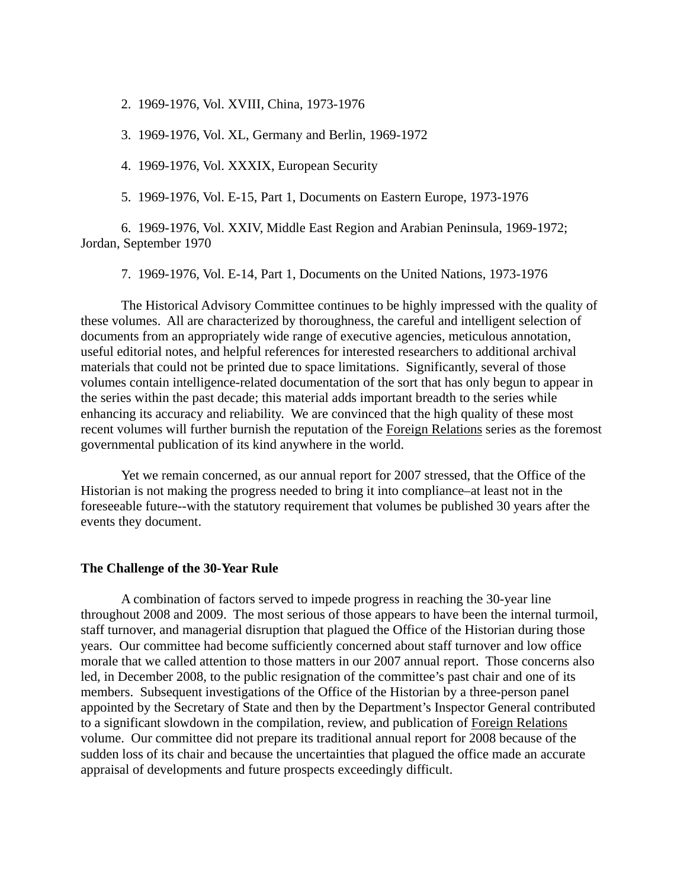2. 1969-1976, Vol. XVIII, China, 1973-1976

3. 1969-1976, Vol. XL, Germany and Berlin, 1969-1972

4. 1969-1976, Vol. XXXIX, European Security

5. 1969-1976, Vol. E-15, Part 1, Documents on Eastern Europe, 1973-1976

6. 1969-1976, Vol. XXIV, Middle East Region and Arabian Peninsula, 1969-1972; Jordan, September 1970

7. 1969-1976, Vol. E-14, Part 1, Documents on the United Nations, 1973-1976

The Historical Advisory Committee continues to be highly impressed with the quality of these volumes. All are characterized by thoroughness, the careful and intelligent selection of documents from an appropriately wide range of executive agencies, meticulous annotation, useful editorial notes, and helpful references for interested researchers to additional archival materials that could not be printed due to space limitations. Significantly, several of those volumes contain intelligence-related documentation of the sort that has only begun to appear in the series within the past decade; this material adds important breadth to the series while enhancing its accuracy and reliability. We are convinced that the high quality of these most recent volumes will further burnish the reputation of the Foreign Relations series as the foremost governmental publication of its kind anywhere in the world.

Yet we remain concerned, as our annual report for 2007 stressed, that the Office of the Historian is not making the progress needed to bring it into compliance–at least not in the foreseeable future--with the statutory requirement that volumes be published 30 years after the events they document.

**The Challenge of the 30-Year Rule**

A combination of factors served to impede progress in reaching the 30-year line throughout 2008 and 2009. The most serious of those appears to have been the internal turmoil, staff turnover, and managerial disruption that plagued the Office of the Historian during those years. Our committee had become sufficiently concerned about staff turnover and low office morale that we called attention to those matters in our 2007 annual report. Those concerns also led, in December 2008, to the public resignation of the committee's past chair and one of its members. Subsequent investigations of the Office of the Historian by a three-person panel appointed by the Secretary of State and then by the Department's Inspector General contributed to a significant slowdown in the compilation, review, and publication of Foreign Relations volume. Our committee did not prepare its traditional annual report for 2008 because of the sudden loss of its chair and because the uncertainties that plagued the office made an accurate appraisal of developments and future prospects exceedingly difficult.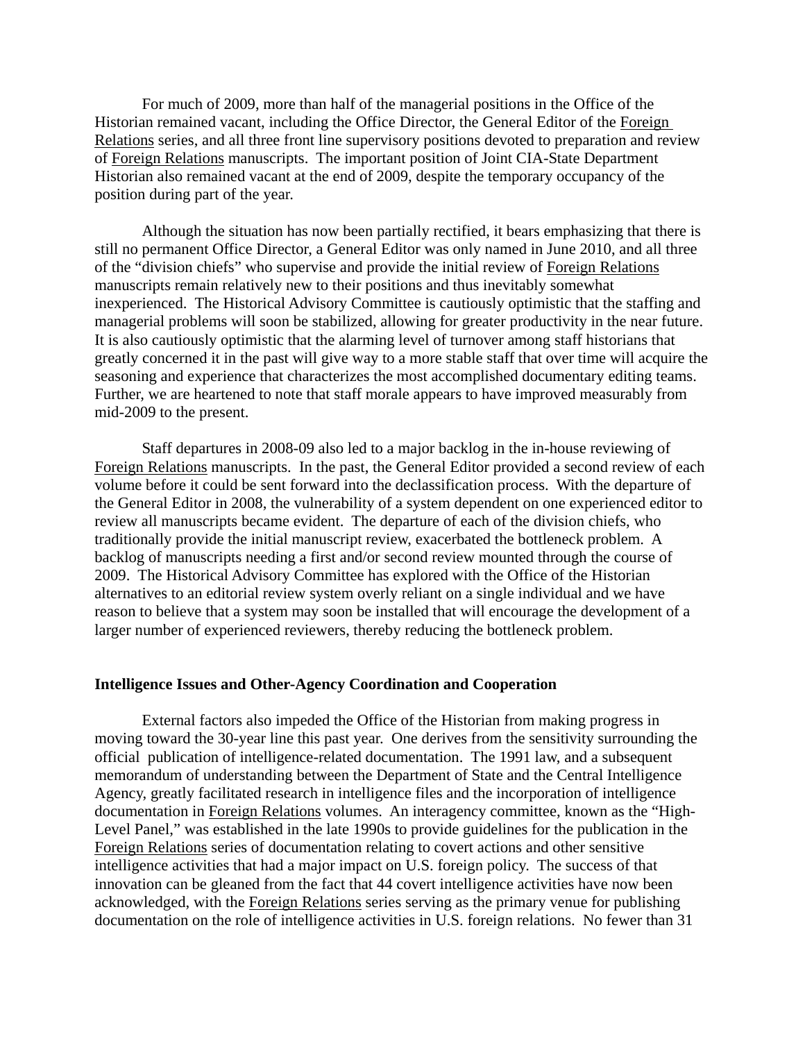For much of 2009, more than half of the managerial positions in the Office of the Historian remained vacant, including the Office Director, the General Editor of the Foreign Relations series, and all three front line supervisory positions devoted to preparation and review of Foreign Relations manuscripts. The important position of Joint CIA-State Department Historian also remained vacant at the end of 2009, despite the temporary occupancy of the position during part of the year.

Although the situation has now been partially rectified, it bears emphasizing that there is still no permanent Office Director, a General Editor was only named in June 2010, and all three of the "division chiefs" who supervise and provide the initial review of Foreign Relations manuscripts remain relatively new to their positions and thus inevitably somewhat inexperienced. The Historical Advisory Committee is cautiously optimistic that the staffing and managerial problems will soon be stabilized, allowing for greater productivity in the near future. It is also cautiously optimistic that the alarming level of turnover among staff historians that greatly concerned it in the past will give way to a more stable staff that over time will acquire the seasoning and experience that characterizes the most accomplished documentary editing teams. Further, we are heartened to note that staff morale appears to have improved measurably from mid-2009 to the present.

Staff departures in 2008-09 also led to a major backlog in the in-house reviewing of Foreign Relations manuscripts. In the past, the General Editor provided a second review of each volume before it could be sent forward into the declassification process. With the departure of the General Editor in 2008, the vulnerability of a system dependent on one experienced editor to review all manuscripts became evident. The departure of each of the division chiefs, who traditionally provide the initial manuscript review, exacerbated the bottleneck problem. A backlog of manuscripts needing a first and/or second review mounted through the course of 2009. The Historical Advisory Committee has explored with the Office of the Historian alternatives to an editorial review system overly reliant on a single individual and we have reason to believe that a system may soon be installed that will encourage the development of a larger number of experienced reviewers, thereby reducing the bottleneck problem.

**Intelligence Issues and Other-Agency Coordination and Cooperation**

External factors also impeded the Office of the Historian from making progress in moving toward the 30-year line this past year. One derives from the sensitivity surrounding the official publication of intelligence-related documentation. The 1991 law, and a subsequent memorandum of understanding between the Department of State and the Central Intelligence Agency, greatly facilitated research in intelligence files and the incorporation of intelligence documentation in Foreign Relations volumes. An interagency committee, known as the "High-Level Panel," was established in the late 1990s to provide guidelines for the publication in the Foreign Relations series of documentation relating to covert actions and other sensitive intelligence activities that had a major impact on U.S. foreign policy. The success of that innovation can be gleaned from the fact that 44 covert intelligence activities have now been acknowledged, with the Foreign Relations series serving as the primary venue for publishing documentation on the role of intelligence activities in U.S. foreign relations. No fewer than 31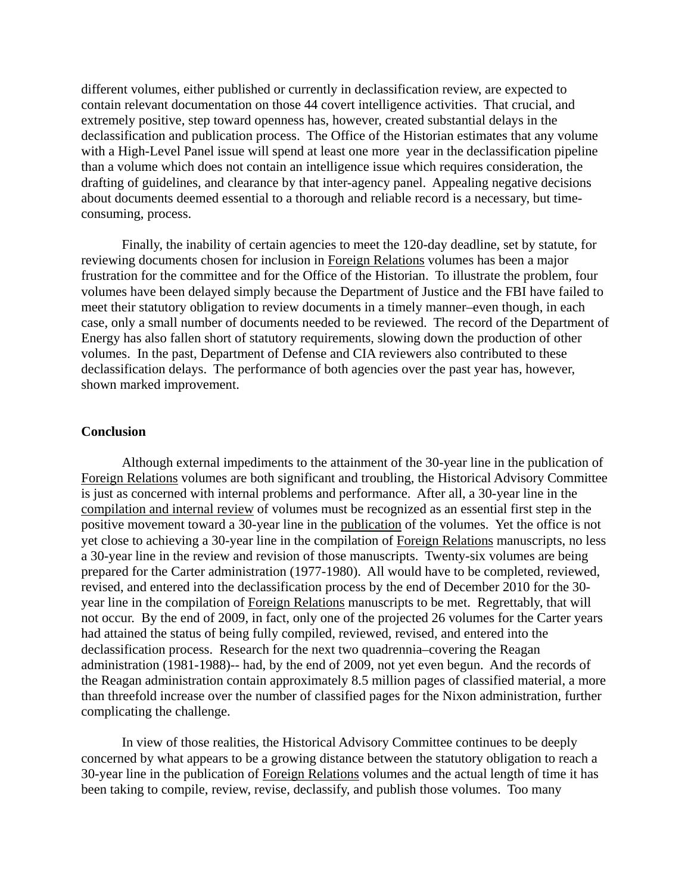different volumes, either published or currently in declassification review, are expected to contain relevant documentation on those 44 covert intelligence activities. That crucial, and extremely positive, step toward openness has, however, created substantial delays in the declassification and publication process. The Office of the Historian estimates that any volume with a High-Level Panel issue will spend at least one more year in the declassification pipeline than a volume which does not contain an intelligence issue which requires consideration, the drafting of guidelines, and clearance by that inter-agency panel. Appealing negative decisions about documents deemed essential to a thorough and reliable record is a necessary, but time-consuming, process.

Finally, the inability of certain agencies to meet the 120-day deadline, set by statute, for reviewing documents chosen for inclusion in Foreign Relations volumes has been a major frustration for the committee and for the Office of the Historian. To illustrate the problem, four volumes have been delayed simply because the Department of Justice and the FBI have failed to meet their statutory obligation to review documents in a timely manner–even though, in each case, only a small number of documents needed to be reviewed. The record of the Department of Energy has also fallen short of statutory requirements, slowing down the production of other volumes. In the past, Department of Defense and CIA reviewers also contributed to these declassification delays. The performance of both agencies over the past year has, however, shown marked improvement.

**Conclusion**

Although external impediments to the attainment of the 30-year line in the publication of Foreign Relations volumes are both significant and troubling, the Historical Advisory Committee is just as concerned with internal problems and performance. After all, a 30-year line in the compilation and internal review of volumes must be recognized as an essential first step in the positive movement toward a 30-year line in the publication of the volumes. Yet the office is not yet close to achieving a 30-year line in the compilation of Foreign Relations manuscripts, no less a 30-year line in the review and revision of those manuscripts. Twenty-six volumes are being prepared for the Carter administration (1977-1980). All would have to be completed, reviewed, revised, and entered into the declassification process by the end of December 2010 for the 30-year line in the compilation of Foreign Relations manuscripts to be met. Regrettably, that will not occur. By the end of 2009, in fact, only one of the projected 26 volumes for the Carter years had attained the status of being fully compiled, reviewed, revised, and entered into the declassification process. Research for the next two quadrennia–covering the Reagan administration (1981-1988)-- had, by the end of 2009, not yet even begun. And the records of the Reagan administration contain approximately 8.5 million pages of classified material, a more than threefold increase over the number of classified pages for the Nixon administration, further complicating the challenge.

In view of those realities, the Historical Advisory Committee continues to be deeply concerned by what appears to be a growing distance between the statutory obligation to reach a 30-year line in the publication of Foreign Relations volumes and the actual length of time it has been taking to compile, review, revise, declassify, and publish those volumes. Too many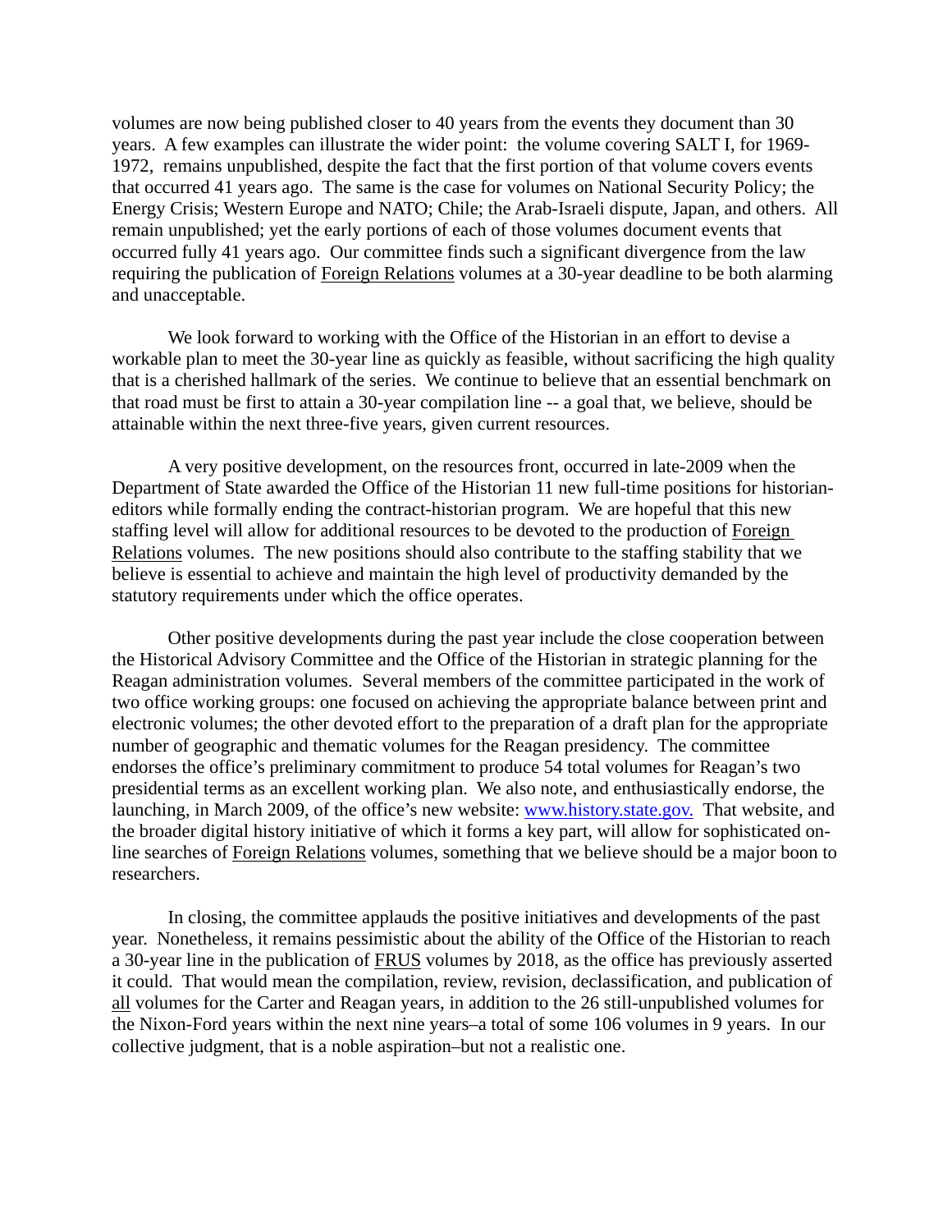volumes are now being published closer to 40 years from the events they document than 30 years. A few examples can illustrate the wider point: the volume covering SALT I, for 1969-1972, remains unpublished, despite the fact that the first portion of that volume covers events that occurred 41 years ago. The same is the case for volumes on National Security Policy; the Energy Crisis; Western Europe and NATO; Chile; the Arab-Israeli dispute, Japan, and others. All remain unpublished; yet the early portions of each of those volumes document events that occurred fully 41 years ago. Our committee finds such a significant divergence from the law requiring the publication of Foreign Relations volumes at a 30-year deadline to be both alarming and unacceptable.

We look forward to working with the Office of the Historian in an effort to devise a workable plan to meet the 30-year line as quickly as feasible, without sacrificing the high quality that is a cherished hallmark of the series. We continue to believe that an essential benchmark on that road must be first to attain a 30-year compilation line -- a goal that, we believe, should be attainable within the next three-five years, given current resources.

A very positive development, on the resources front, occurred in late-2009 when the Department of State awarded the Office of the Historian 11 new full-time positions for historian-editors while formally ending the contract-historian program. We are hopeful that this new staffing level will allow for additional resources to be devoted to the production of Foreign Relations volumes. The new positions should also contribute to the staffing stability that we believe is essential to achieve and maintain the high level of productivity demanded by the statutory requirements under which the office operates.

Other positive developments during the past year include the close cooperation between the Historical Advisory Committee and the Office of the Historian in strategic planning for the Reagan administration volumes. Several members of the committee participated in the work of two office working groups: one focused on achieving the appropriate balance between print and electronic volumes; the other devoted effort to the preparation of a draft plan for the appropriate number of geographic and thematic volumes for the Reagan presidency. The committee endorses the office's preliminary commitment to produce 54 total volumes for Reagan's two presidential terms as an excellent working plan. We also note, and enthusiastically endorse, the launching, in March 2009, of the office's new website: www.history.state.gov. That website, and the broader digital history initiative of which it forms a key part, will allow for sophisticated on-line searches of Foreign Relations volumes, something that we believe should be a major boon to researchers.

In closing, the committee applauds the positive initiatives and developments of the past year. Nonetheless, it remains pessimistic about the ability of the Office of the Historian to reach a 30-year line in the publication of FRUS volumes by 2018, as the office has previously asserted it could. That would mean the compilation, review, revision, declassification, and publication of all volumes for the Carter and Reagan years, in addition to the 26 still-unpublished volumes for the Nixon-Ford years within the next nine years–a total of some 106 volumes in 9 years. In our collective judgment, that is a noble aspiration–but not a realistic one.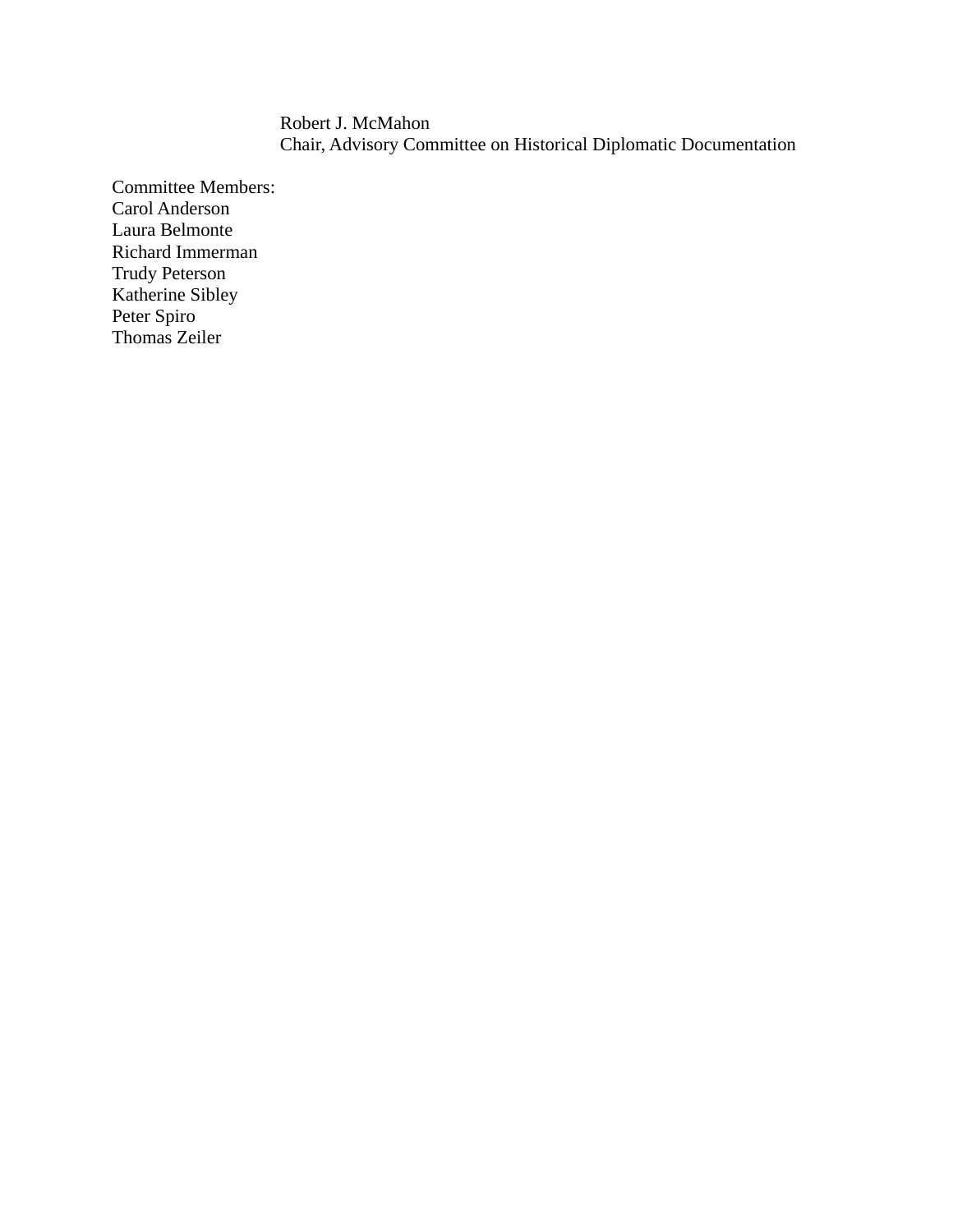Robert J. McMahon
Chair, Advisory Committee on Historical Diplomatic Documentation

Committee Members:
Carol Anderson
Laura Belmonte
Richard Immerman
Trudy Peterson
Katherine Sibley
Peter Spiro
Thomas Zeiler